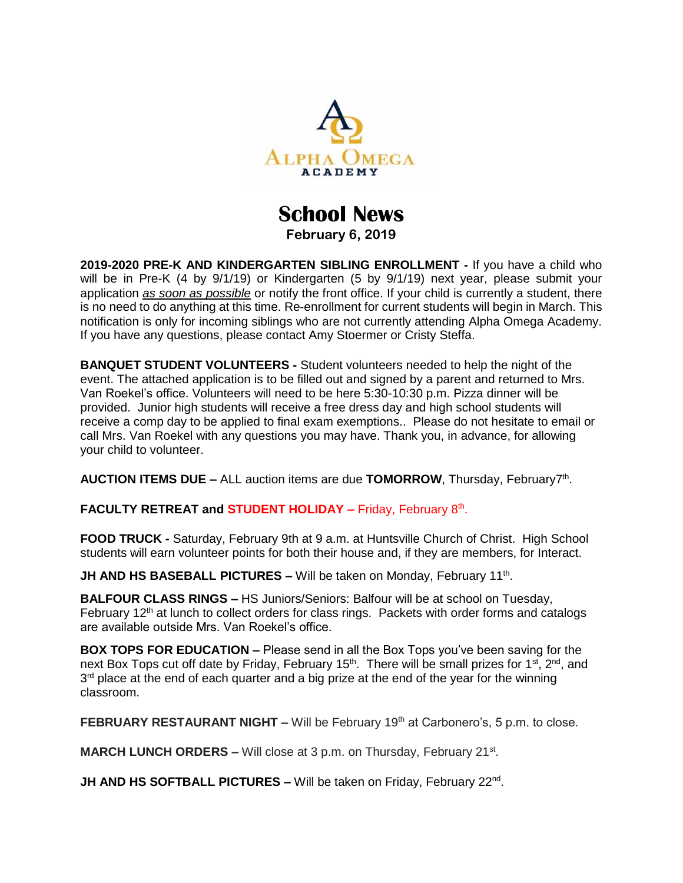ALPHA OMEGA ACADEMY

# School News

**February 6, 2019**

**2019-2020 PRE-K AND KINDERGARTEN SIBLING ENROLLMENT -** If you have a child who will be in Pre-K (4 by 9/1/19) or Kindergarten (5 by 9/1/19) next year, please submit your application *as soon as possible* or notify the front office. If your child is currently a student, there is no need to do anything at this time. Re-enrollment for current students will begin in March. This notification is only for incoming siblings who are not currently attending Alpha Omega Academy. If you have any questions, please contact Amy Stoermer or Cristy Steffa.

**BANQUET STUDENT VOLUNTEERS -** Student volunteers needed to help the night of the event. The attached application is to be filled out and signed by a parent and returned to Mrs. Van Roekel's office. Volunteers will need to be here 5:30-10:30 p.m. Pizza dinner will be provided. Junior high students will receive a free dress day and high school students will receive a comp day to be applied to final exam exemptions.. Please do not hesitate to email or call Mrs. Van Roekel with any questions you may have. Thank you, in advance, for allowing your child to volunteer.

**AUCTION ITEMS DUE –** ALL auction items are due **TOMORROW**, Thursday, February7th.

**FACULTY RETREAT and STUDENT HOLIDAY –** Friday, February 8th.

**FOOD TRUCK -** Saturday, February 9th at 9 a.m. at Huntsville Church of Christ. High School students will earn volunteer points for both their house and, if they are members, for Interact.

**JH AND HS BASEBALL PICTURES –** Will be taken on Monday, February 11th.

**BALFOUR CLASS RINGS –** HS Juniors/Seniors: Balfour will be at school on Tuesday, February 12th at lunch to collect orders for class rings. Packets with order forms and catalogs are available outside Mrs. Van Roekel's office.

**BOX TOPS FOR EDUCATION –** Please send in all the Box Tops you've been saving for the next Box Tops cut off date by Friday, February 15th. There will be small prizes for 1st, 2nd, and 3rd place at the end of each quarter and a big prize at the end of the year for the winning classroom.

**FEBRUARY RESTAURANT NIGHT –** Will be February 19th at Carbonero's, 5 p.m. to close.

**MARCH LUNCH ORDERS –** Will close at 3 p.m. on Thursday, February 21st.

**JH AND HS SOFTBALL PICTURES –** Will be taken on Friday, February 22nd.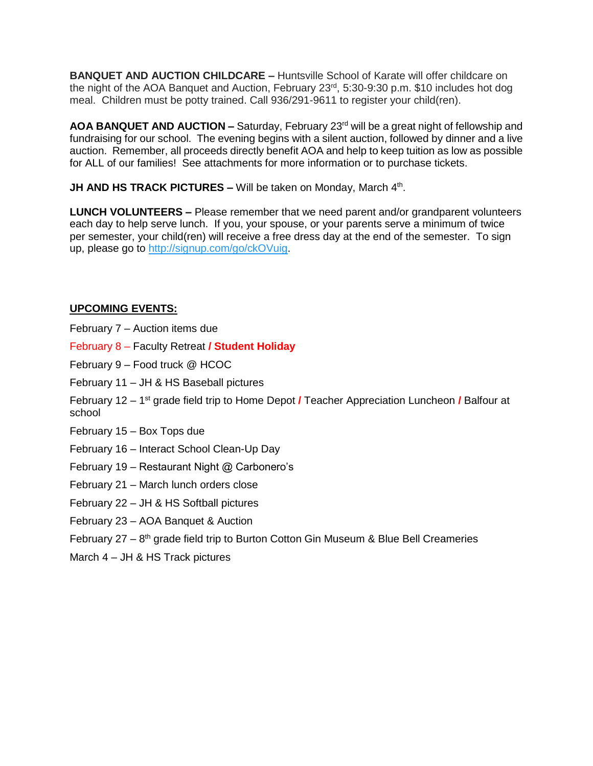**BANQUET AND AUCTION CHILDCARE –** Huntsville School of Karate will offer childcare on the night of the AOA Banquet and Auction, February 23rd, 5:30-9:30 p.m. $10 includes hot dog meal. Children must be potty trained. Call 936/291-9611 to register your child(ren).

**AOA BANQUET AND AUCTION –** Saturday, February 23rd will be a great night of fellowship and fundraising for our school. The evening begins with a silent auction, followed by dinner and a live auction. Remember, all proceeds directly benefit AOA and help to keep tuition as low as possible for ALL of our families! See attachments for more information or to purchase tickets.

**JH AND HS TRACK PICTURES –** Will be taken on Monday, March 4th.

**LUNCH VOLUNTEERS –** Please remember that we need parent and/or grandparent volunteers each day to help serve lunch. If you, your spouse, or your parents serve a minimum of twice per semester, your child(ren) will receive a free dress day at the end of the semester. To sign up, please go to http://signup.com/go/ckOVuig.

**UPCOMING EVENTS:**

February 7 – Auction items due

February 8 – Faculty Retreat **/ Student Holiday**

February 9 – Food truck @ HCOC

February 11 – JH & HS Baseball pictures

February 12 – 1st grade field trip to Home Depot / Teacher Appreciation Luncheon / Balfour at school

February 15 – Box Tops due

February 16 – Interact School Clean-Up Day

February 19 – Restaurant Night @ Carbonero's

February 21 – March lunch orders close

February 22 – JH & HS Softball pictures

February 23 – AOA Banquet & Auction

February 27 – 8th grade field trip to Burton Cotton Gin Museum & Blue Bell Creameries

March 4 – JH & HS Track pictures